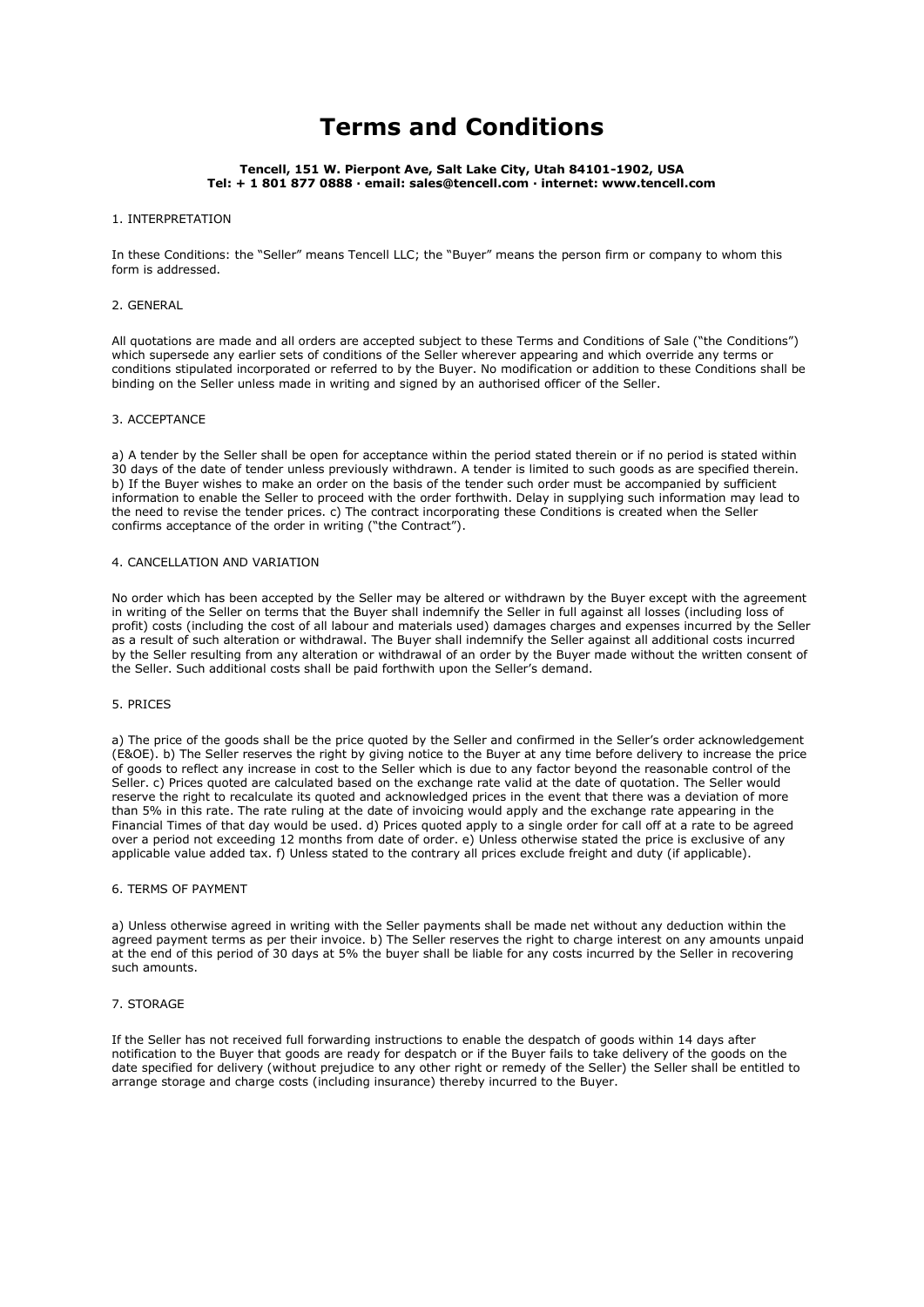# Terms and Conditions

**Tencell, 151 W. Pierpont Ave, Salt Lake City, Utah 84101-1902, USA**
**Tel: + 1 801 877 0888 · email: sales@tencell.com · internet: www.tencell.com**

1. INTERPRETATION

In these Conditions: the "Seller" means Tencell LLC; the "Buyer" means the person firm or company to whom this form is addressed.

2. GENERAL

All quotations are made and all orders are accepted subject to these Terms and Conditions of Sale ("the Conditions") which supersede any earlier sets of conditions of the Seller wherever appearing and which override any terms or conditions stipulated incorporated or referred to by the Buyer. No modification or addition to these Conditions shall be binding on the Seller unless made in writing and signed by an authorised officer of the Seller.

3. ACCEPTANCE

a) A tender by the Seller shall be open for acceptance within the period stated therein or if no period is stated within 30 days of the date of tender unless previously withdrawn. A tender is limited to such goods as are specified therein. b) If the Buyer wishes to make an order on the basis of the tender such order must be accompanied by sufficient information to enable the Seller to proceed with the order forthwith. Delay in supplying such information may lead to the need to revise the tender prices. c) The contract incorporating these Conditions is created when the Seller confirms acceptance of the order in writing ("the Contract").

4. CANCELLATION AND VARIATION

No order which has been accepted by the Seller may be altered or withdrawn by the Buyer except with the agreement in writing of the Seller on terms that the Buyer shall indemnify the Seller in full against all losses (including loss of profit) costs (including the cost of all labour and materials used) damages charges and expenses incurred by the Seller as a result of such alteration or withdrawal. The Buyer shall indemnify the Seller against all additional costs incurred by the Seller resulting from any alteration or withdrawal of an order by the Buyer made without the written consent of the Seller. Such additional costs shall be paid forthwith upon the Seller's demand.

5. PRICES

a) The price of the goods shall be the price quoted by the Seller and confirmed in the Seller's order acknowledgement (E&OE). b) The Seller reserves the right by giving notice to the Buyer at any time before delivery to increase the price of goods to reflect any increase in cost to the Seller which is due to any factor beyond the reasonable control of the Seller. c) Prices quoted are calculated based on the exchange rate valid at the date of quotation. The Seller would reserve the right to recalculate its quoted and acknowledged prices in the event that there was a deviation of more than 5% in this rate. The rate ruling at the date of invoicing would apply and the exchange rate appearing in the Financial Times of that day would be used. d) Prices quoted apply to a single order for call off at a rate to be agreed over a period not exceeding 12 months from date of order. e) Unless otherwise stated the price is exclusive of any applicable value added tax. f) Unless stated to the contrary all prices exclude freight and duty (if applicable).

6. TERMS OF PAYMENT

a) Unless otherwise agreed in writing with the Seller payments shall be made net without any deduction within the agreed payment terms as per their invoice. b) The Seller reserves the right to charge interest on any amounts unpaid at the end of this period of 30 days at 5% the buyer shall be liable for any costs incurred by the Seller in recovering such amounts.

7. STORAGE

If the Seller has not received full forwarding instructions to enable the despatch of goods within 14 days after notification to the Buyer that goods are ready for despatch or if the Buyer fails to take delivery of the goods on the date specified for delivery (without prejudice to any other right or remedy of the Seller) the Seller shall be entitled to arrange storage and charge costs (including insurance) thereby incurred to the Buyer.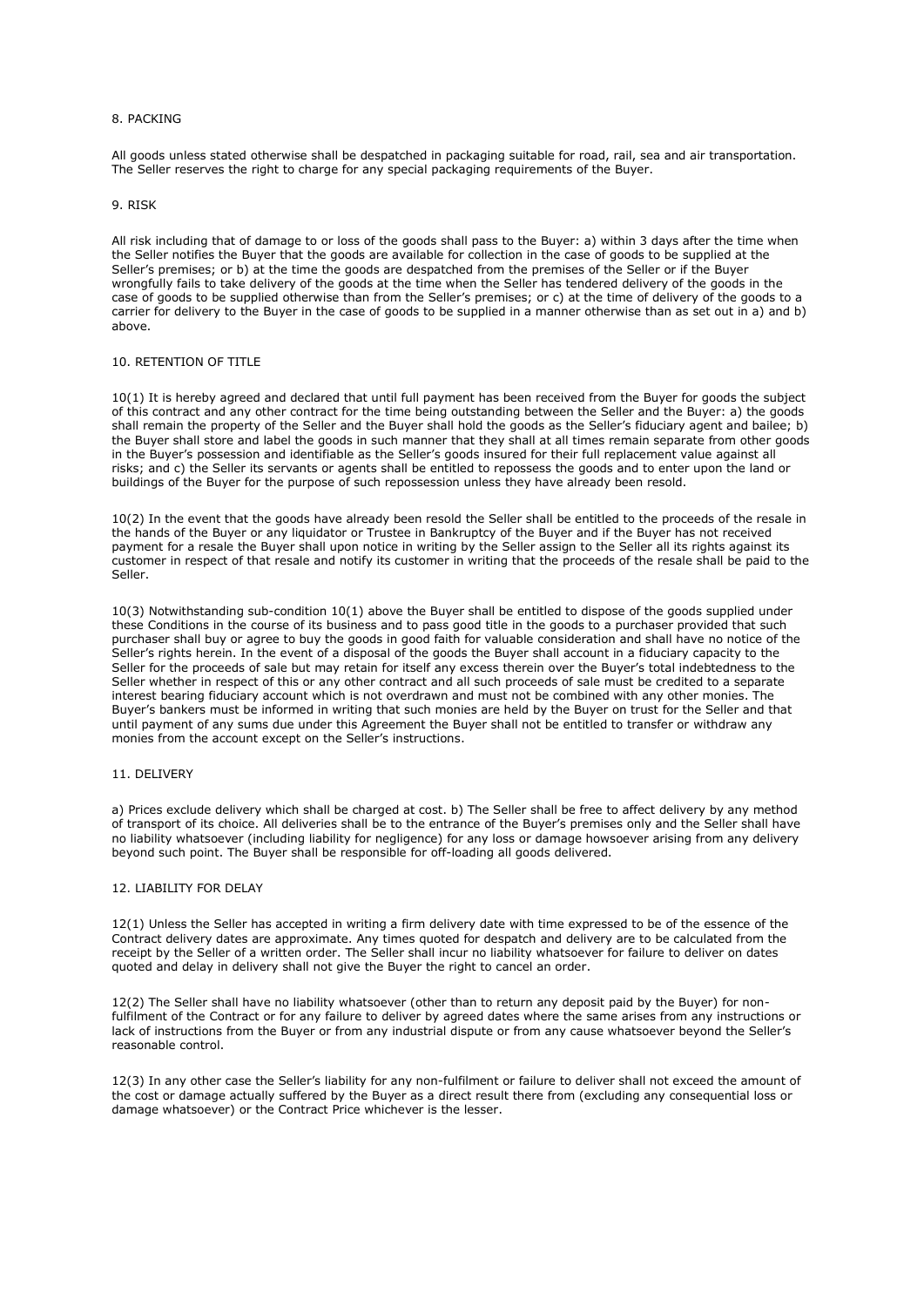## 8. PACKING

All goods unless stated otherwise shall be despatched in packaging suitable for road, rail, sea and air transportation. The Seller reserves the right to charge for any special packaging requirements of the Buyer.

## 9. RISK

All risk including that of damage to or loss of the goods shall pass to the Buyer: a) within 3 days after the time when the Seller notifies the Buyer that the goods are available for collection in the case of goods to be supplied at the Seller's premises; or b) at the time the goods are despatched from the premises of the Seller or if the Buyer wrongfully fails to take delivery of the goods at the time when the Seller has tendered delivery of the goods in the case of goods to be supplied otherwise than from the Seller's premises; or c) at the time of delivery of the goods to a carrier for delivery to the Buyer in the case of goods to be supplied in a manner otherwise than as set out in a) and b) above.

## 10. RETENTION OF TITLE

10(1) It is hereby agreed and declared that until full payment has been received from the Buyer for goods the subject of this contract and any other contract for the time being outstanding between the Seller and the Buyer: a) the goods shall remain the property of the Seller and the Buyer shall hold the goods as the Seller's fiduciary agent and bailee; b) the Buyer shall store and label the goods in such manner that they shall at all times remain separate from other goods in the Buyer's possession and identifiable as the Seller's goods insured for their full replacement value against all risks; and c) the Seller its servants or agents shall be entitled to repossess the goods and to enter upon the land or buildings of the Buyer for the purpose of such repossession unless they have already been resold.

10(2) In the event that the goods have already been resold the Seller shall be entitled to the proceeds of the resale in the hands of the Buyer or any liquidator or Trustee in Bankruptcy of the Buyer and if the Buyer has not received payment for a resale the Buyer shall upon notice in writing by the Seller assign to the Seller all its rights against its customer in respect of that resale and notify its customer in writing that the proceeds of the resale shall be paid to the Seller.

10(3) Notwithstanding sub-condition 10(1) above the Buyer shall be entitled to dispose of the goods supplied under these Conditions in the course of its business and to pass good title in the goods to a purchaser provided that such purchaser shall buy or agree to buy the goods in good faith for valuable consideration and shall have no notice of the Seller's rights herein. In the event of a disposal of the goods the Buyer shall account in a fiduciary capacity to the Seller for the proceeds of sale but may retain for itself any excess therein over the Buyer's total indebtedness to the Seller whether in respect of this or any other contract and all such proceeds of sale must be credited to a separate interest bearing fiduciary account which is not overdrawn and must not be combined with any other monies. The Buyer's bankers must be informed in writing that such monies are held by the Buyer on trust for the Seller and that until payment of any sums due under this Agreement the Buyer shall not be entitled to transfer or withdraw any monies from the account except on the Seller's instructions.

## 11. DELIVERY

a) Prices exclude delivery which shall be charged at cost. b) The Seller shall be free to affect delivery by any method of transport of its choice. All deliveries shall be to the entrance of the Buyer's premises only and the Seller shall have no liability whatsoever (including liability for negligence) for any loss or damage howsoever arising from any delivery beyond such point. The Buyer shall be responsible for off-loading all goods delivered.

## 12. LIABILITY FOR DELAY

12(1) Unless the Seller has accepted in writing a firm delivery date with time expressed to be of the essence of the Contract delivery dates are approximate. Any times quoted for despatch and delivery are to be calculated from the receipt by the Seller of a written order. The Seller shall incur no liability whatsoever for failure to deliver on dates quoted and delay in delivery shall not give the Buyer the right to cancel an order.

12(2) The Seller shall have no liability whatsoever (other than to return any deposit paid by the Buyer) for non-fulfilment of the Contract or for any failure to deliver by agreed dates where the same arises from any instructions or lack of instructions from the Buyer or from any industrial dispute or from any cause whatsoever beyond the Seller's reasonable control.

12(3) In any other case the Seller's liability for any non-fulfilment or failure to deliver shall not exceed the amount of the cost or damage actually suffered by the Buyer as a direct result there from (excluding any consequential loss or damage whatsoever) or the Contract Price whichever is the lesser.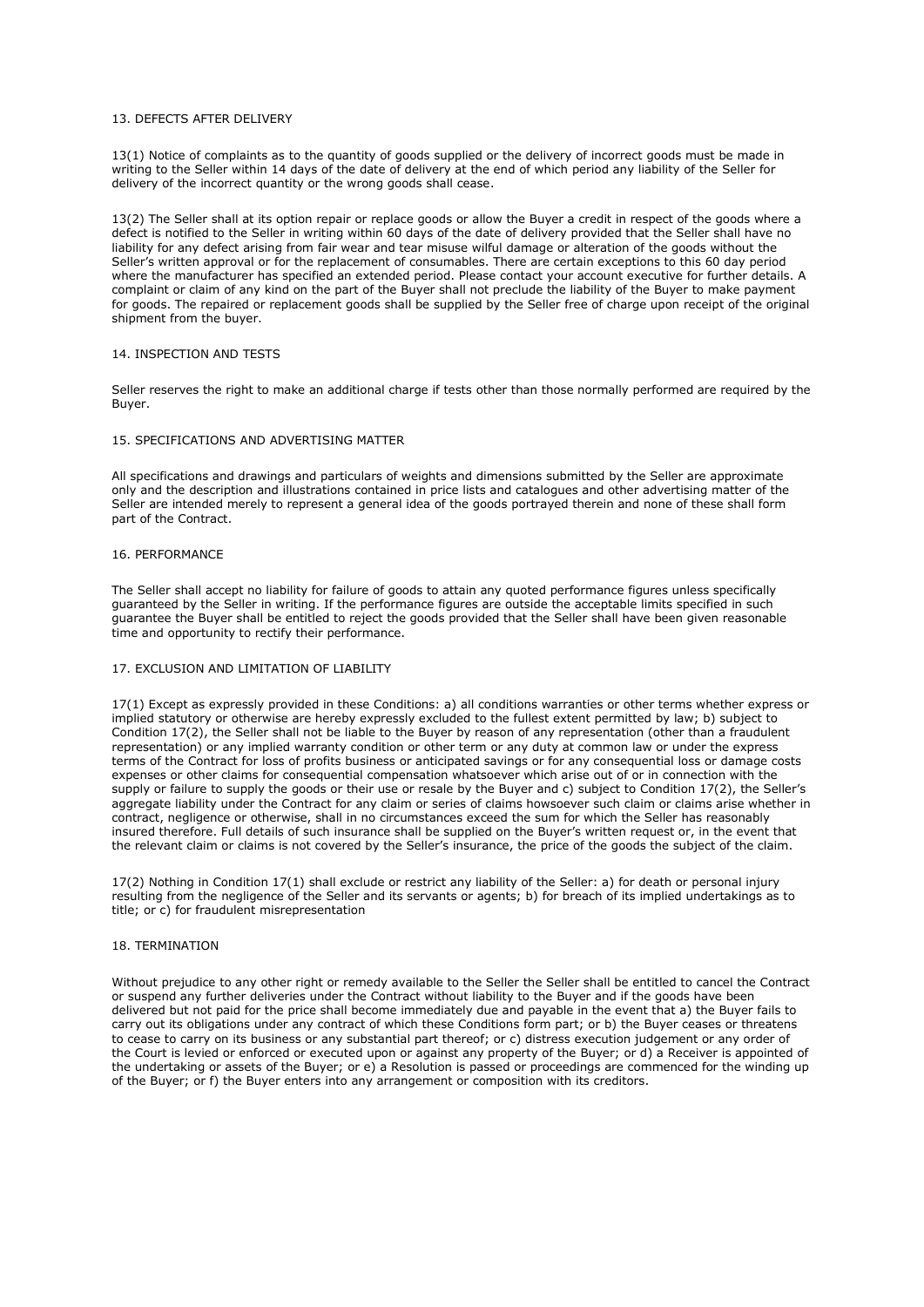## 13. DEFECTS AFTER DELIVERY

13(1) Notice of complaints as to the quantity of goods supplied or the delivery of incorrect goods must be made in writing to the Seller within 14 days of the date of delivery at the end of which period any liability of the Seller for delivery of the incorrect quantity or the wrong goods shall cease.

13(2) The Seller shall at its option repair or replace goods or allow the Buyer a credit in respect of the goods where a defect is notified to the Seller in writing within 60 days of the date of delivery provided that the Seller shall have no liability for any defect arising from fair wear and tear misuse wilful damage or alteration of the goods without the Seller's written approval or for the replacement of consumables. There are certain exceptions to this 60 day period where the manufacturer has specified an extended period. Please contact your account executive for further details. A complaint or claim of any kind on the part of the Buyer shall not preclude the liability of the Buyer to make payment for goods. The repaired or replacement goods shall be supplied by the Seller free of charge upon receipt of the original shipment from the buyer.

## 14. INSPECTION AND TESTS

Seller reserves the right to make an additional charge if tests other than those normally performed are required by the Buyer.

## 15. SPECIFICATIONS AND ADVERTISING MATTER

All specifications and drawings and particulars of weights and dimensions submitted by the Seller are approximate only and the description and illustrations contained in price lists and catalogues and other advertising matter of the Seller are intended merely to represent a general idea of the goods portrayed therein and none of these shall form part of the Contract.

## 16. PERFORMANCE

The Seller shall accept no liability for failure of goods to attain any quoted performance figures unless specifically guaranteed by the Seller in writing. If the performance figures are outside the acceptable limits specified in such guarantee the Buyer shall be entitled to reject the goods provided that the Seller shall have been given reasonable time and opportunity to rectify their performance.

## 17. EXCLUSION AND LIMITATION OF LIABILITY

17(1) Except as expressly provided in these Conditions: a) all conditions warranties or other terms whether express or implied statutory or otherwise are hereby expressly excluded to the fullest extent permitted by law; b) subject to Condition 17(2), the Seller shall not be liable to the Buyer by reason of any representation (other than a fraudulent representation) or any implied warranty condition or other term or any duty at common law or under the express terms of the Contract for loss of profits business or anticipated savings or for any consequential loss or damage costs expenses or other claims for consequential compensation whatsoever which arise out of or in connection with the supply or failure to supply the goods or their use or resale by the Buyer and c) subject to Condition 17(2), the Seller's aggregate liability under the Contract for any claim or series of claims howsoever such claim or claims arise whether in contract, negligence or otherwise, shall in no circumstances exceed the sum for which the Seller has reasonably insured therefore. Full details of such insurance shall be supplied on the Buyer's written request or, in the event that the relevant claim or claims is not covered by the Seller's insurance, the price of the goods the subject of the claim.

17(2) Nothing in Condition 17(1) shall exclude or restrict any liability of the Seller: a) for death or personal injury resulting from the negligence of the Seller and its servants or agents; b) for breach of its implied undertakings as to title; or c) for fraudulent misrepresentation

## 18. TERMINATION

Without prejudice to any other right or remedy available to the Seller the Seller shall be entitled to cancel the Contract or suspend any further deliveries under the Contract without liability to the Buyer and if the goods have been delivered but not paid for the price shall become immediately due and payable in the event that a) the Buyer fails to carry out its obligations under any contract of which these Conditions form part; or b) the Buyer ceases or threatens to cease to carry on its business or any substantial part thereof; or c) distress execution judgement or any order of the Court is levied or enforced or executed upon or against any property of the Buyer; or d) a Receiver is appointed of the undertaking or assets of the Buyer; or e) a Resolution is passed or proceedings are commenced for the winding up of the Buyer; or f) the Buyer enters into any arrangement or composition with its creditors.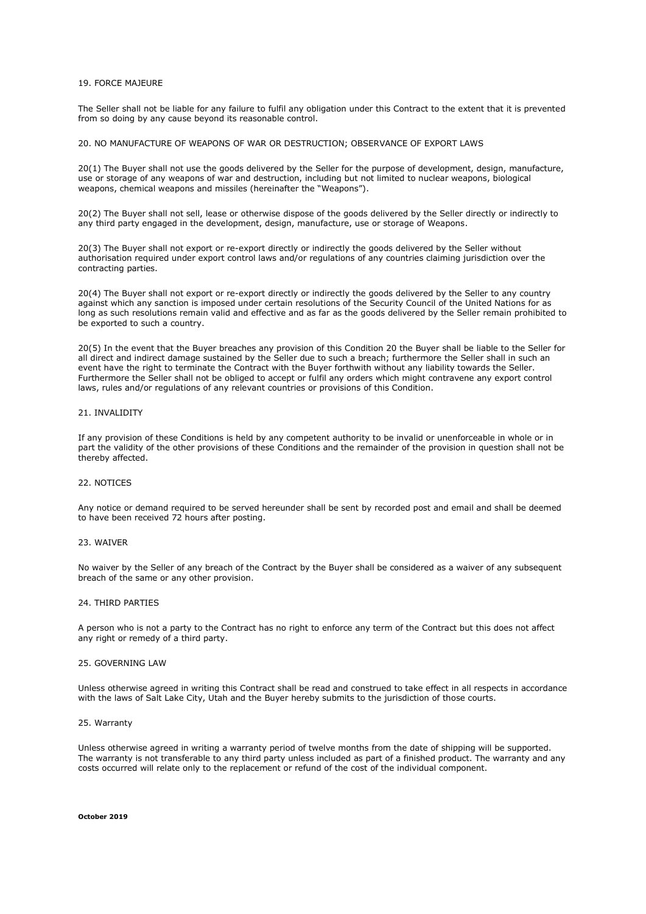## 19. FORCE MAJEURE

The Seller shall not be liable for any failure to fulfil any obligation under this Contract to the extent that it is prevented from so doing by any cause beyond its reasonable control.

## 20. NO MANUFACTURE OF WEAPONS OF WAR OR DESTRUCTION; OBSERVANCE OF EXPORT LAWS

20(1) The Buyer shall not use the goods delivered by the Seller for the purpose of development, design, manufacture, use or storage of any weapons of war and destruction, including but not limited to nuclear weapons, biological weapons, chemical weapons and missiles (hereinafter the "Weapons").

20(2) The Buyer shall not sell, lease or otherwise dispose of the goods delivered by the Seller directly or indirectly to any third party engaged in the development, design, manufacture, use or storage of Weapons.

20(3) The Buyer shall not export or re-export directly or indirectly the goods delivered by the Seller without authorisation required under export control laws and/or regulations of any countries claiming jurisdiction over the contracting parties.

20(4) The Buyer shall not export or re-export directly or indirectly the goods delivered by the Seller to any country against which any sanction is imposed under certain resolutions of the Security Council of the United Nations for as long as such resolutions remain valid and effective and as far as the goods delivered by the Seller remain prohibited to be exported to such a country.

20(5) In the event that the Buyer breaches any provision of this Condition 20 the Buyer shall be liable to the Seller for all direct and indirect damage sustained by the Seller due to such a breach; furthermore the Seller shall in such an event have the right to terminate the Contract with the Buyer forthwith without any liability towards the Seller. Furthermore the Seller shall not be obliged to accept or fulfil any orders which might contravene any export control laws, rules and/or regulations of any relevant countries or provisions of this Condition.

## 21. INVALIDITY

If any provision of these Conditions is held by any competent authority to be invalid or unenforceable in whole or in part the validity of the other provisions of these Conditions and the remainder of the provision in question shall not be thereby affected.

## 22. NOTICES

Any notice or demand required to be served hereunder shall be sent by recorded post and email and shall be deemed to have been received 72 hours after posting.

## 23. WAIVER

No waiver by the Seller of any breach of the Contract by the Buyer shall be considered as a waiver of any subsequent breach of the same or any other provision.

## 24. THIRD PARTIES

A person who is not a party to the Contract has no right to enforce any term of the Contract but this does not affect any right or remedy of a third party.

## 25. GOVERNING LAW

Unless otherwise agreed in writing this Contract shall be read and construed to take effect in all respects in accordance with the laws of Salt Lake City, Utah and the Buyer hereby submits to the jurisdiction of those courts.

## 25. Warranty

Unless otherwise agreed in writing a warranty period of twelve months from the date of shipping will be supported. The warranty is not transferable to any third party unless included as part of a finished product. The warranty and any costs occurred will relate only to the replacement or refund of the cost of the individual component.

**October 2019**